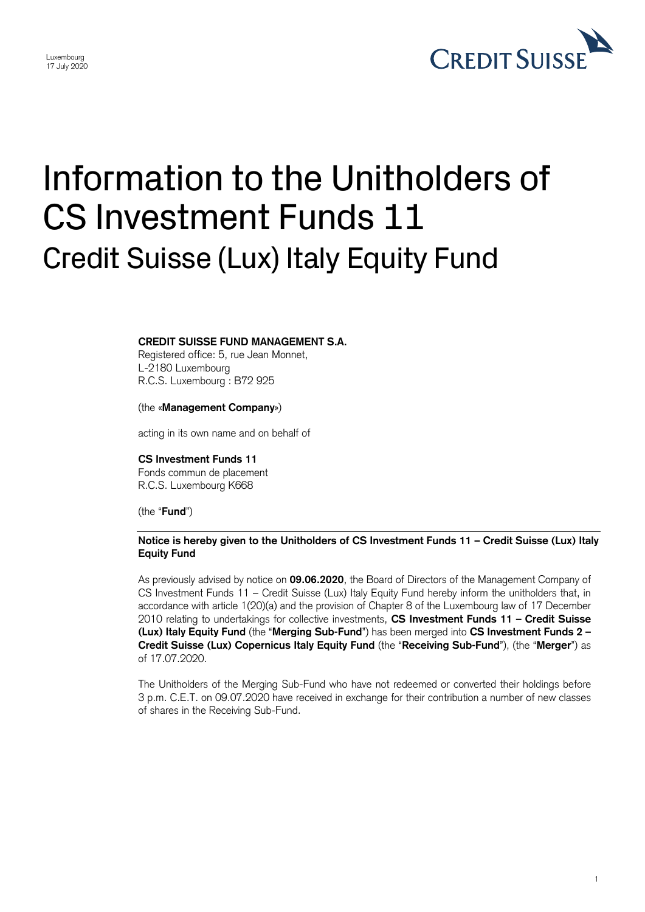Luxembourg
17 July 2020

# Information to the Unitholders of CS Investment Funds 11
## Credit Suisse (Lux) Italy Equity Fund

**CREDIT SUISSE FUND MANAGEMENT S.A.**
Registered office: 5, rue Jean Monnet,
L-2180 Luxembourg
R.C.S. Luxembourg : B72 925

(the «**Management Company**»)

acting in its own name and on behalf of

**CS Investment Funds 11**
Fonds commun de placement
R.C.S. Luxembourg K668

(the "**Fund**")

**Notice is hereby given to the Unitholders of CS Investment Funds 11 – Credit Suisse (Lux) Italy Equity Fund**

As previously advised by notice on **09.06.2020**, the Board of Directors of the Management Company of CS Investment Funds 11 – Credit Suisse (Lux) Italy Equity Fund hereby inform the unitholders that, in accordance with article 1(20)(a) and the provision of Chapter 8 of the Luxembourg law of 17 December 2010 relating to undertakings for collective investments, **CS Investment Funds 11 – Credit Suisse (Lux) Italy Equity Fund** (the "**Merging Sub-Fund**") has been merged into **CS Investment Funds 2 – Credit Suisse (Lux) Copernicus Italy Equity Fund** (the "**Receiving Sub-Fund**"), (the "**Merger**") as of 17.07.2020.

The Unitholders of the Merging Sub-Fund who have not redeemed or converted their holdings before 3 p.m. C.E.T. on 09.07.2020 have received in exchange for their contribution a number of new classes of shares in the Receiving Sub-Fund.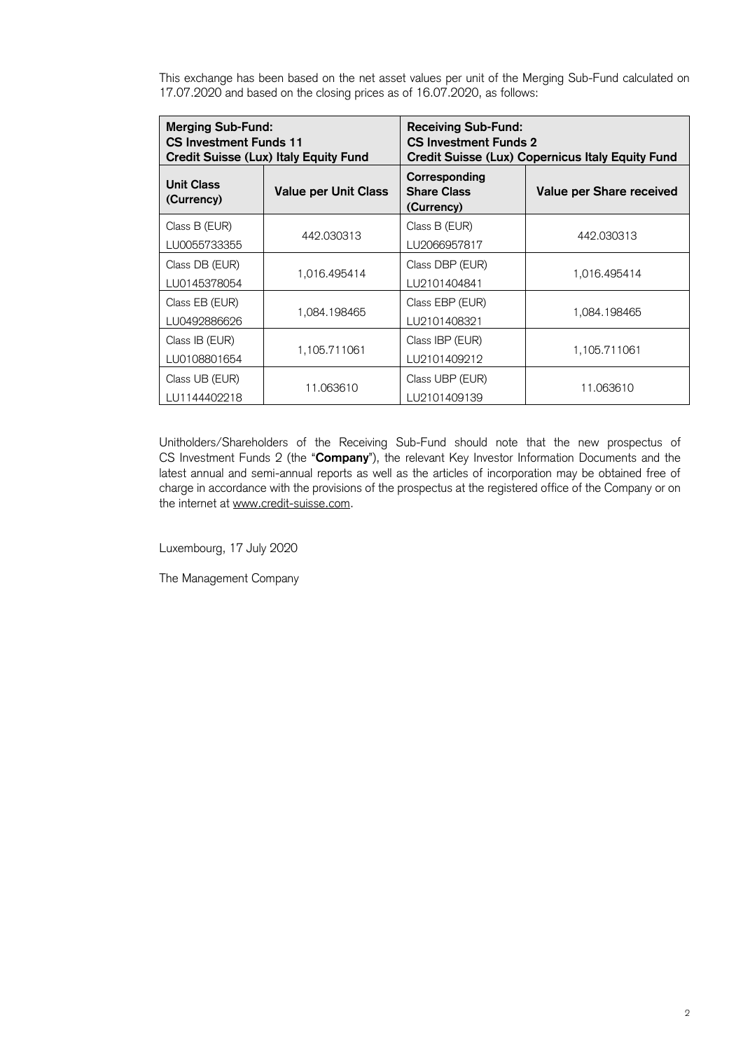This exchange has been based on the net asset values per unit of the Merging Sub-Fund calculated on 17.07.2020 and based on the closing prices as of 16.07.2020, as follows:

| **Merging Sub-Fund: CS Investment Funds 11 Credit Suisse (Lux) Italy Equity Fund** | | **Receiving Sub-Fund: CS Investment Funds 2 Credit Suisse (Lux) Copernicus Italy Equity Fund** | |
|---|---|---|---|
| **Unit Class (Currency)** | **Value per Unit Class** | **Corresponding Share Class (Currency)** | **Value per Share received** |
| Class B (EUR) LU0055733355 | 442.030313 | Class B (EUR) LU2066957817 | 442.030313 |
| Class DB (EUR) LU0145378054 | 1,016.495414 | Class DBP (EUR) LU2101404841 | 1,016.495414 |
| Class EB (EUR) LU0492886626 | 1,084.198465 | Class EBP (EUR) LU2101408321 | 1,084.198465 |
| Class IB (EUR) LU0108801654 | 1,105.711061 | Class IBP (EUR) LU2101409212 | 1,105.711061 |
| Class UB (EUR) LU1144402218 | 11.063610 | Class UBP (EUR) LU2101409139 | 11.063610 |

Unitholders/Shareholders of the Receiving Sub-Fund should note that the new prospectus of CS Investment Funds 2 (the "**Company**"), the relevant Key Investor Information Documents and the latest annual and semi-annual reports as well as the articles of incorporation may be obtained free of charge in accordance with the provisions of the prospectus at the registered office of the Company or on the internet at www.credit-suisse.com.

Luxembourg, 17 July 2020

The Management Company